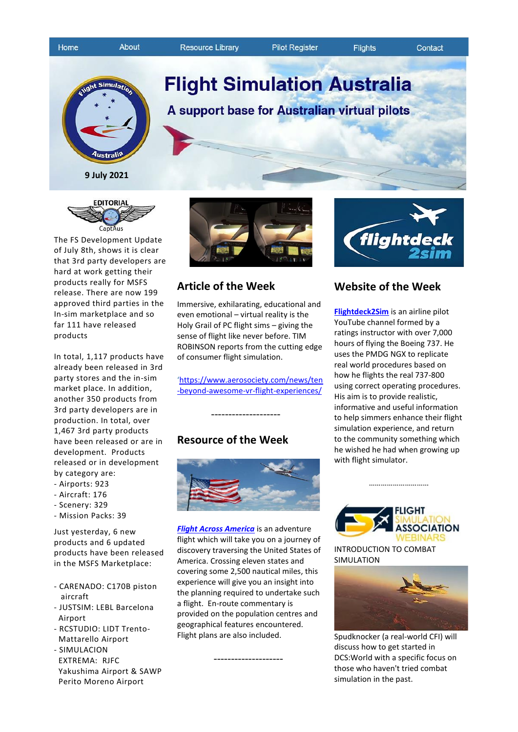Home | About | Resource Library | Pilot Register | Flights | Contact

# Flight Simulation Australia

## A support base for Australian virtual pilots

9 July 2021

### EDITORIAL

CaptAus

The FS Development Update of July 8th, shows it is clear that 3rd party developers are hard at work getting their products really for MSFS release. There are now 199 approved third parties in the In-sim marketplace and so far 111 have released products

In total, 1,117 products have already been released in 3rd party stores and the in-sim market place. In addition, another 350 products from 3rd party developers are in production. In total, over 1,467 3rd party products have been released or are in development. Products released or in development by category are:

- Airports: 923
- Aircraft: 176
- Scenery: 329
- Mission Packs: 39

Just yesterday, 6 new products and 6 updated products have been released in the MSFS Marketplace:

- CARENADO: C170B piston aircraft
- JUSTSIM: LEBL Barcelona Airport
- RCSTUDIO: LIDT Trento-Mattarello Airport
- SIMULACION EXTREMA: RJFC Yakushima Airport & SAWP Perito Moreno Airport

## Article of the Week

Immersive, exhilarating, educational and even emotional – virtual reality is the Holy Grail of PC flight sims – giving the sense of flight like never before. TIM ROBINSON reports from the cutting edge of consumer flight simulation.

'https://www.aerosociety.com/news/ten-beyond-awesome-vr-flight-experiences/

--------------------

## Resource of the Week

***Flight Across America*** is an adventure flight which will take you on a journey of discovery traversing the United States of America. Crossing eleven states and covering some 2,500 nautical miles, this experience will give you an insight into the planning required to undertake such a flight. En-route commentary is provided on the population centres and geographical features encountered. Flight plans are also included.

--------------------

## Website of the Week

**Flightdeck2Sim** is an airline pilot YouTube channel formed by a ratings instructor with over 7,000 hours of flying the Boeing 737. He uses the PMDG NGX to replicate real world procedures based on how he flights the real 737-800 using correct operating procedures. His aim is to provide realistic, informative and useful information to help simmers enhance their flight simulation experience, and return to the community something which he wished he had when growing up with flight simulator.

…………………………

FLIGHT SIMULATION ASSOCIATION WEBINARS

INTRODUCTION TO COMBAT SIMULATION

Spudknocker (a real-world CFI) will discuss how to get started in DCS:World with a specific focus on those who haven't tried combat simulation in the past.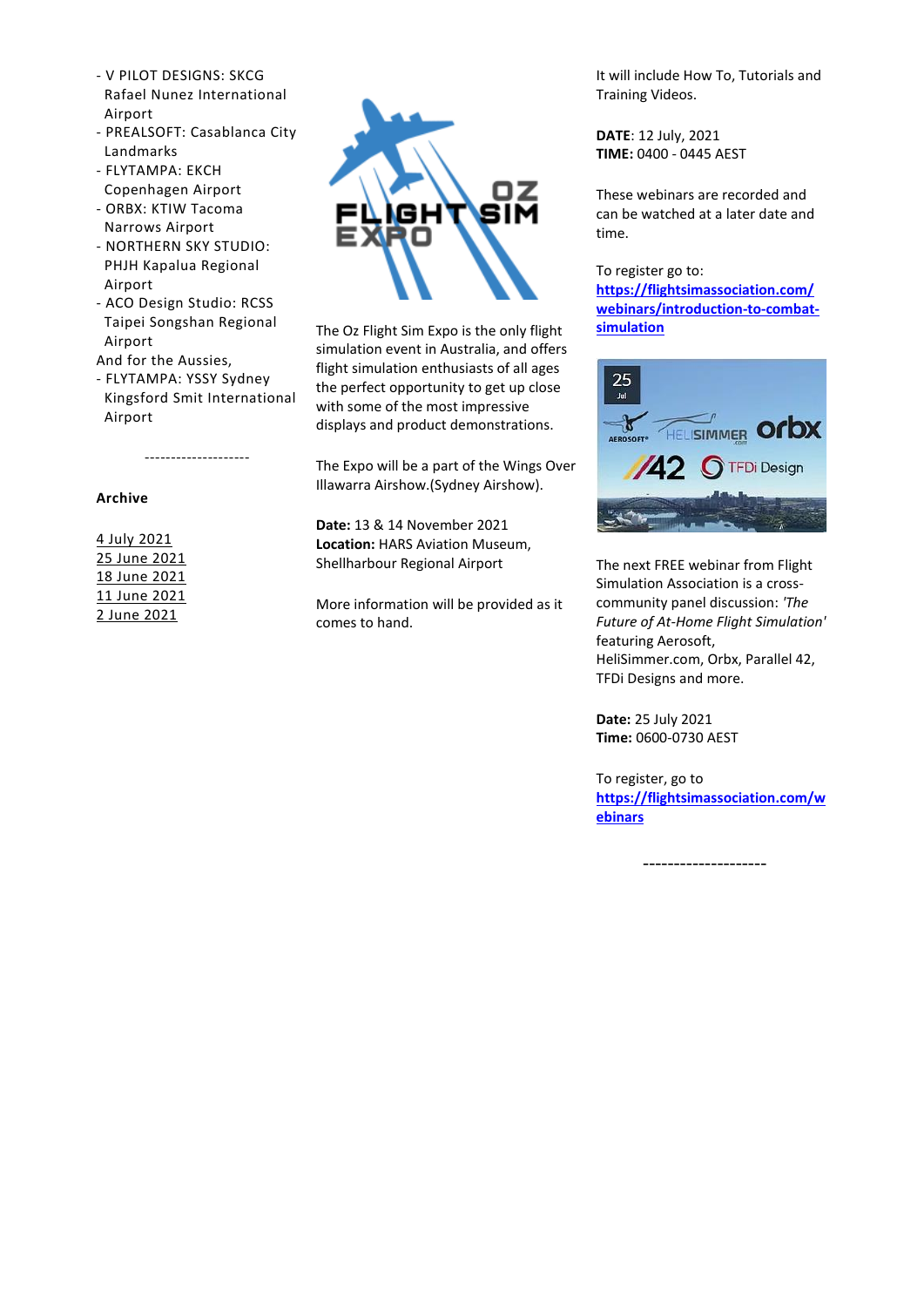- V PILOT DESIGNS: SKCG Rafael Nunez International Airport
- PREALSOFT: Casablanca City Landmarks
- FLYTAMPA: EKCH Copenhagen Airport
- ORBX: KTIW Tacoma Narrows Airport
- NORTHERN SKY STUDIO: PHJH Kapalua Regional Airport
- ACO Design Studio: RCSS Taipei Songshan Regional Airport

And for the Aussies,

- FLYTAMPA: YSSY Sydney Kingsford Smit International Airport

--------------------

**Archive**

4 July 2021
25 June 2021
18 June 2021
11 June 2021
2 June 2021

The Oz Flight Sim Expo is the only flight simulation event in Australia, and offers flight simulation enthusiasts of all ages the perfect opportunity to get up close with some of the most impressive displays and product demonstrations.

The Expo will be a part of the Wings Over Illawarra Airshow.(Sydney Airshow).

**Date:** 13 & 14 November 2021
**Location:** HARS Aviation Museum, Shellharbour Regional Airport

More information will be provided as it comes to hand.

It will include How To, Tutorials and Training Videos.

**DATE**: 12 July, 2021
**TIME:** 0400 - 0445 AEST

These webinars are recorded and can be watched at a later date and time.

To register go to:
**https://flightsimassociation.com/webinars/introduction-to-combat-simulation**

The next FREE webinar from Flight Simulation Association is a cross-community panel discussion: *'The Future of At-Home Flight Simulation'* featuring Aerosoft, HeliSimmer.com, Orbx, Parallel 42, TFDi Designs and more.

**Date:** 25 July 2021
**Time:** 0600-0730 AEST

To register, go to
**https://flightsimassociation.com/webinars**

--------------------